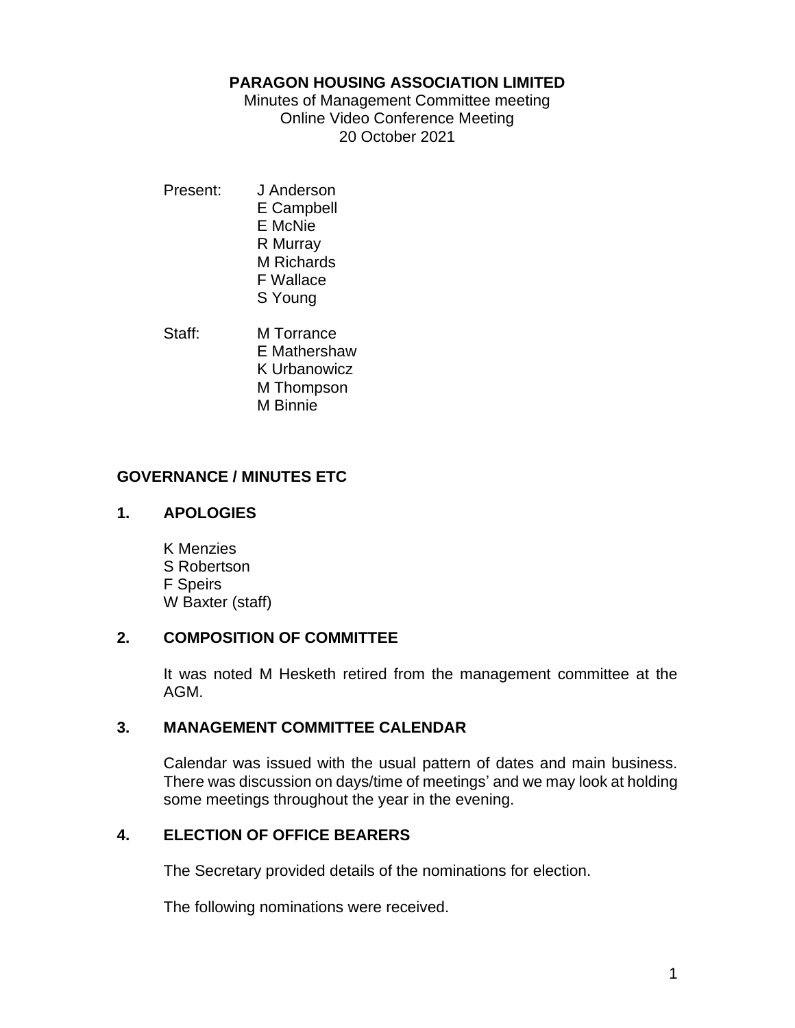**PARAGON HOUSING ASSOCIATION LIMITED**

Minutes of Management Committee meeting
Online Video Conference Meeting
20 October 2021

Present:
J Anderson
E Campbell
E McNie
R Murray
M Richards
F Wallace
S Young

Staff:
M Torrance
E Mathershaw
K Urbanowicz
M Thompson
M Binnie

## GOVERNANCE / MINUTES ETC

### 1. APOLOGIES

K Menzies
S Robertson
F Speirs
W Baxter (staff)

### 2. COMPOSITION OF COMMITTEE

It was noted M Hesketh retired from the management committee at the AGM.

### 3. MANAGEMENT COMMITTEE CALENDAR

Calendar was issued with the usual pattern of dates and main business. There was discussion on days/time of meetings' and we may look at holding some meetings throughout the year in the evening.

### 4. ELECTION OF OFFICE BEARERS

The Secretary provided details of the nominations for election.

The following nominations were received.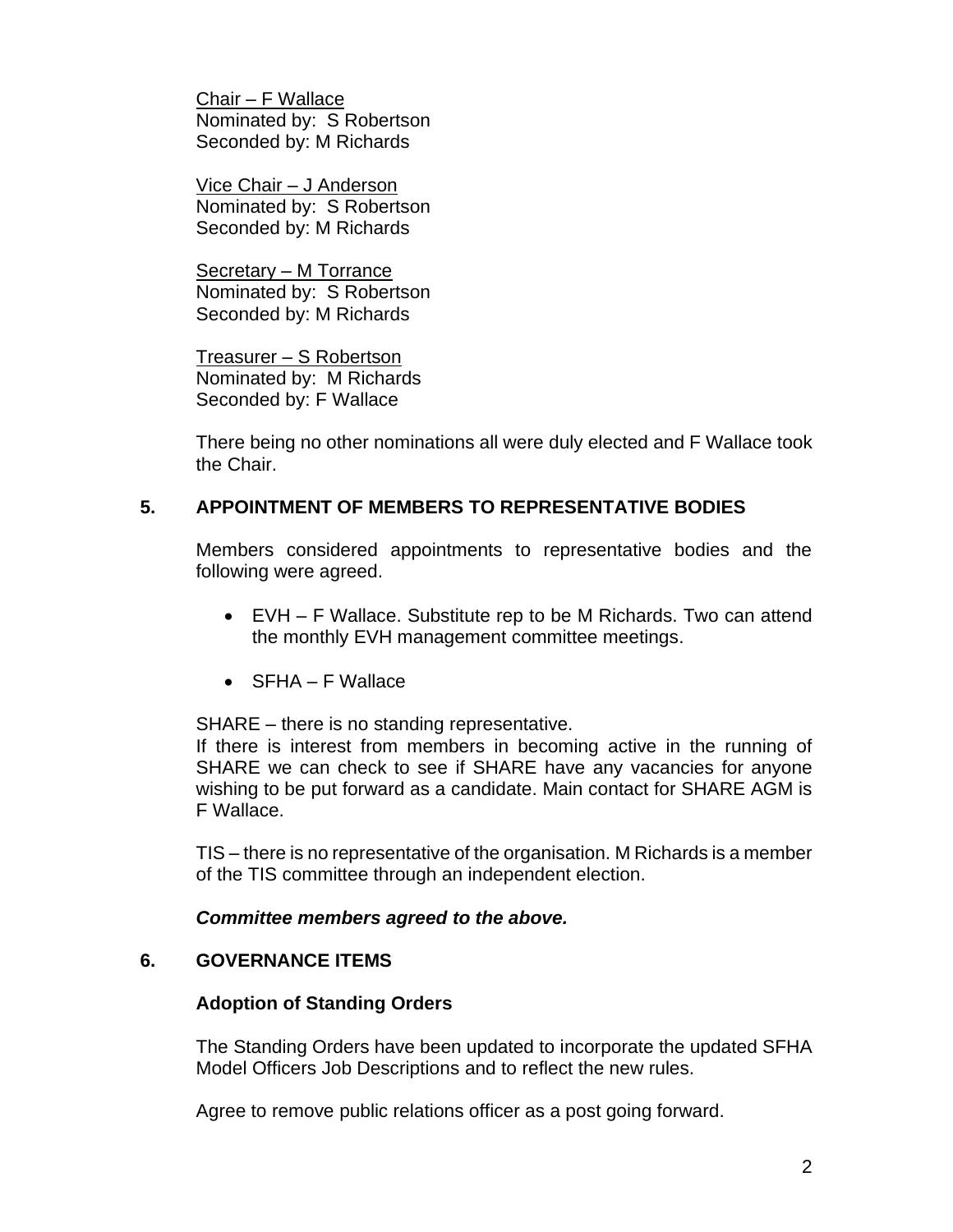Chair – F Wallace
Nominated by: S Robertson
Seconded by: M Richards

Vice Chair – J Anderson
Nominated by: S Robertson
Seconded by: M Richards

Secretary – M Torrance
Nominated by: S Robertson
Seconded by: M Richards

Treasurer – S Robertson
Nominated by: M Richards
Seconded by: F Wallace

There being no other nominations all were duly elected and F Wallace took the Chair.

## 5. APPOINTMENT OF MEMBERS TO REPRESENTATIVE BODIES

Members considered appointments to representative bodies and the following were agreed.

- EVH – F Wallace. Substitute rep to be M Richards. Two can attend the monthly EVH management committee meetings.
- SFHA – F Wallace

SHARE – there is no standing representative.
If there is interest from members in becoming active in the running of SHARE we can check to see if SHARE have any vacancies for anyone wishing to be put forward as a candidate. Main contact for SHARE AGM is F Wallace.

TIS – there is no representative of the organisation. M Richards is a member of the TIS committee through an independent election.

***Committee members agreed to the above.***

## 6. GOVERNANCE ITEMS

### Adoption of Standing Orders

The Standing Orders have been updated to incorporate the updated SFHA Model Officers Job Descriptions and to reflect the new rules.

Agree to remove public relations officer as a post going forward.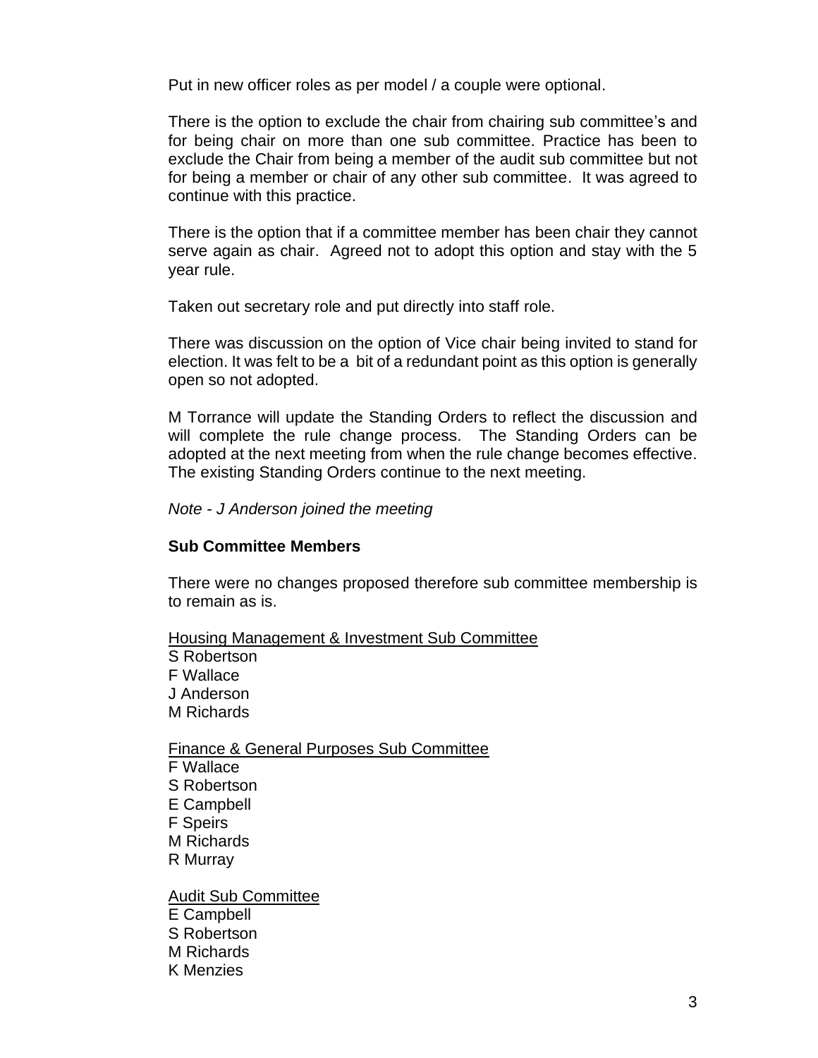Put in new officer roles as per model / a couple were optional.

There is the option to exclude the chair from chairing sub committee's and for being chair on more than one sub committee. Practice has been to exclude the Chair from being a member of the audit sub committee but not for being a member or chair of any other sub committee. It was agreed to continue with this practice.

There is the option that if a committee member has been chair they cannot serve again as chair. Agreed not to adopt this option and stay with the 5 year rule.

Taken out secretary role and put directly into staff role.

There was discussion on the option of Vice chair being invited to stand for election. It was felt to be a bit of a redundant point as this option is generally open so not adopted.

M Torrance will update the Standing Orders to reflect the discussion and will complete the rule change process. The Standing Orders can be adopted at the next meeting from when the rule change becomes effective. The existing Standing Orders continue to the next meeting.

*Note - J Anderson joined the meeting*

**Sub Committee Members**

There were no changes proposed therefore sub committee membership is to remain as is.

<u>Housing Management & Investment Sub Committee</u>
S Robertson
F Wallace
J Anderson
M Richards

<u>Finance & General Purposes Sub Committee</u>
F Wallace
S Robertson
E Campbell
F Speirs
M Richards
R Murray

<u>Audit Sub Committee</u>
E Campbell
S Robertson
M Richards
K Menzies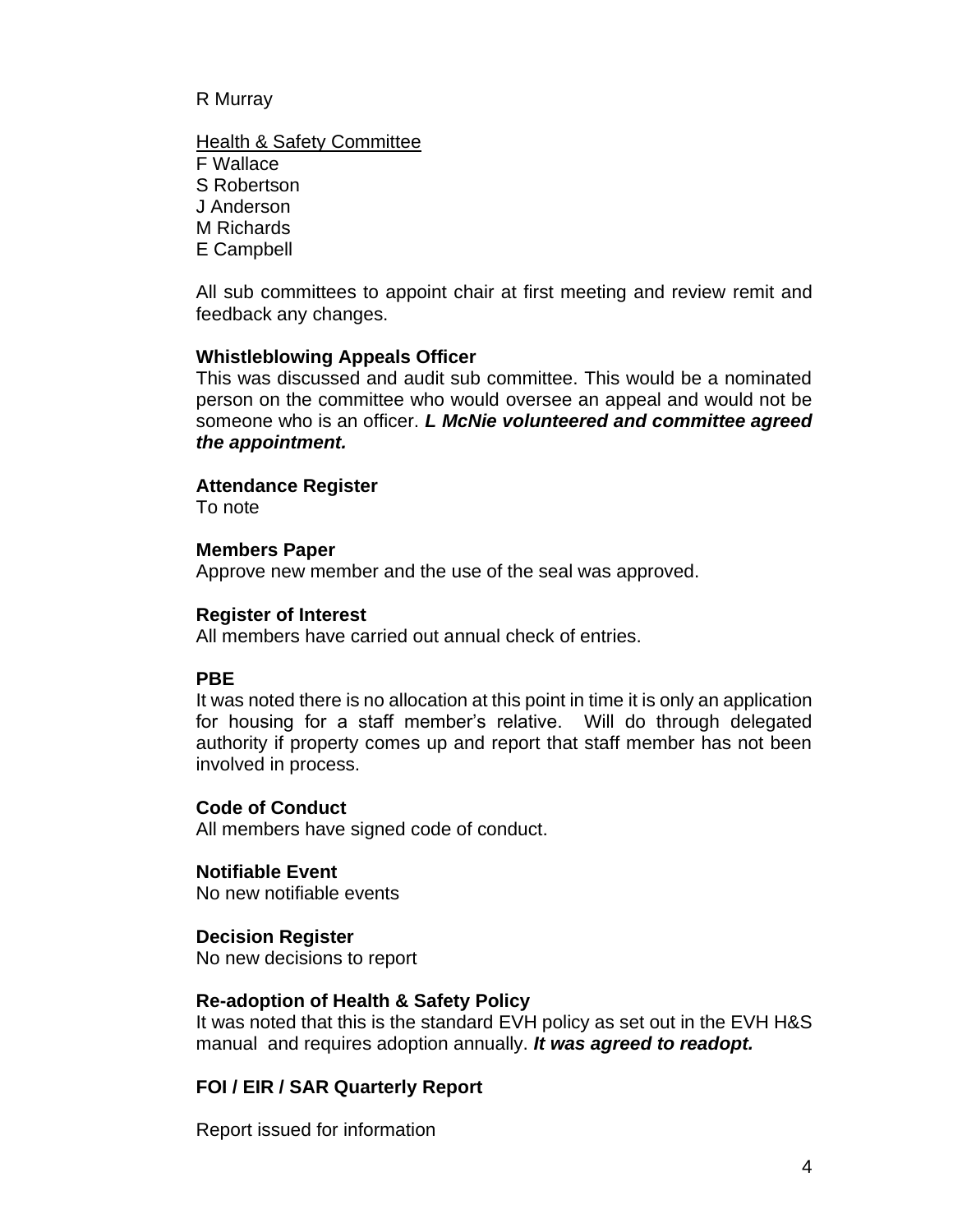R Murray

Health & Safety Committee
F Wallace
S Robertson
J Anderson
M Richards
E Campbell

All sub committees to appoint chair at first meeting and review remit and feedback any changes.

**Whistleblowing Appeals Officer**
This was discussed and audit sub committee. This would be a nominated person on the committee who would oversee an appeal and would not be someone who is an officer. ***L McNie volunteered and committee agreed the appointment.***

**Attendance Register**
To note

**Members Paper**
Approve new member and the use of the seal was approved.

**Register of Interest**
All members have carried out annual check of entries.

**PBE**
It was noted there is no allocation at this point in time it is only an application for housing for a staff member's relative. Will do through delegated authority if property comes up and report that staff member has not been involved in process.

**Code of Conduct**
All members have signed code of conduct.

**Notifiable Event**
No new notifiable events

**Decision Register**
No new decisions to report

**Re-adoption of Health & Safety Policy**
It was noted that this is the standard EVH policy as set out in the EVH H&S manual and requires adoption annually. ***It was agreed to readopt.***

**FOI / EIR / SAR Quarterly Report**

Report issued for information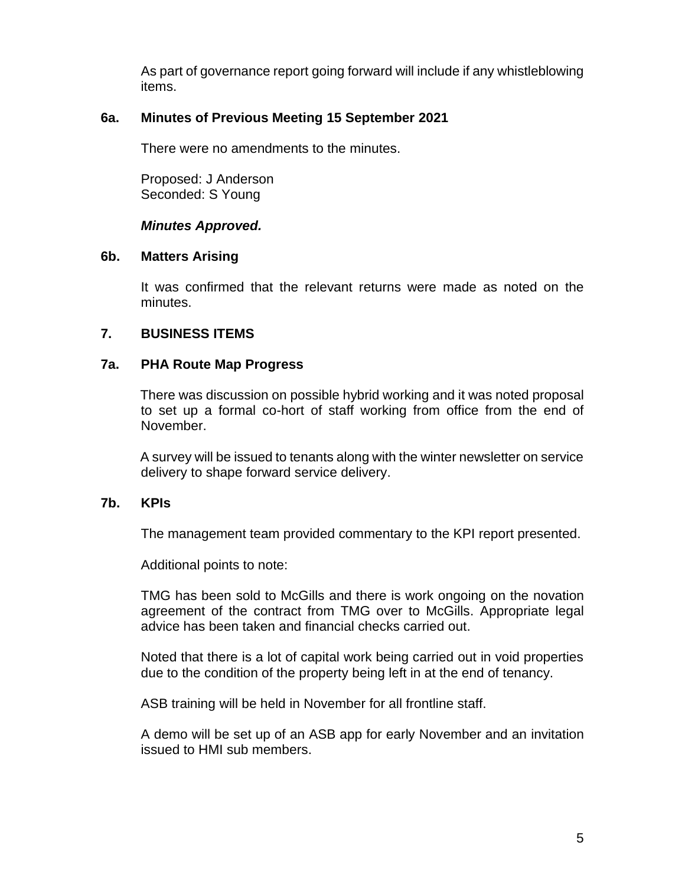As part of governance report going forward will include if any whistleblowing items.

### 6a. Minutes of Previous Meeting 15 September 2021

There were no amendments to the minutes.

Proposed: J Anderson
Seconded: S Young

***Minutes Approved.***

### 6b. Matters Arising

It was confirmed that the relevant returns were made as noted on the minutes.

## 7. BUSINESS ITEMS

### 7a. PHA Route Map Progress

There was discussion on possible hybrid working and it was noted proposal to set up a formal co-hort of staff working from office from the end of November.

A survey will be issued to tenants along with the winter newsletter on service delivery to shape forward service delivery.

### 7b. KPIs

The management team provided commentary to the KPI report presented.

Additional points to note:

TMG has been sold to McGills and there is work ongoing on the novation agreement of the contract from TMG over to McGills. Appropriate legal advice has been taken and financial checks carried out.

Noted that there is a lot of capital work being carried out in void properties due to the condition of the property being left in at the end of tenancy.

ASB training will be held in November for all frontline staff.

A demo will be set up of an ASB app for early November and an invitation issued to HMI sub members.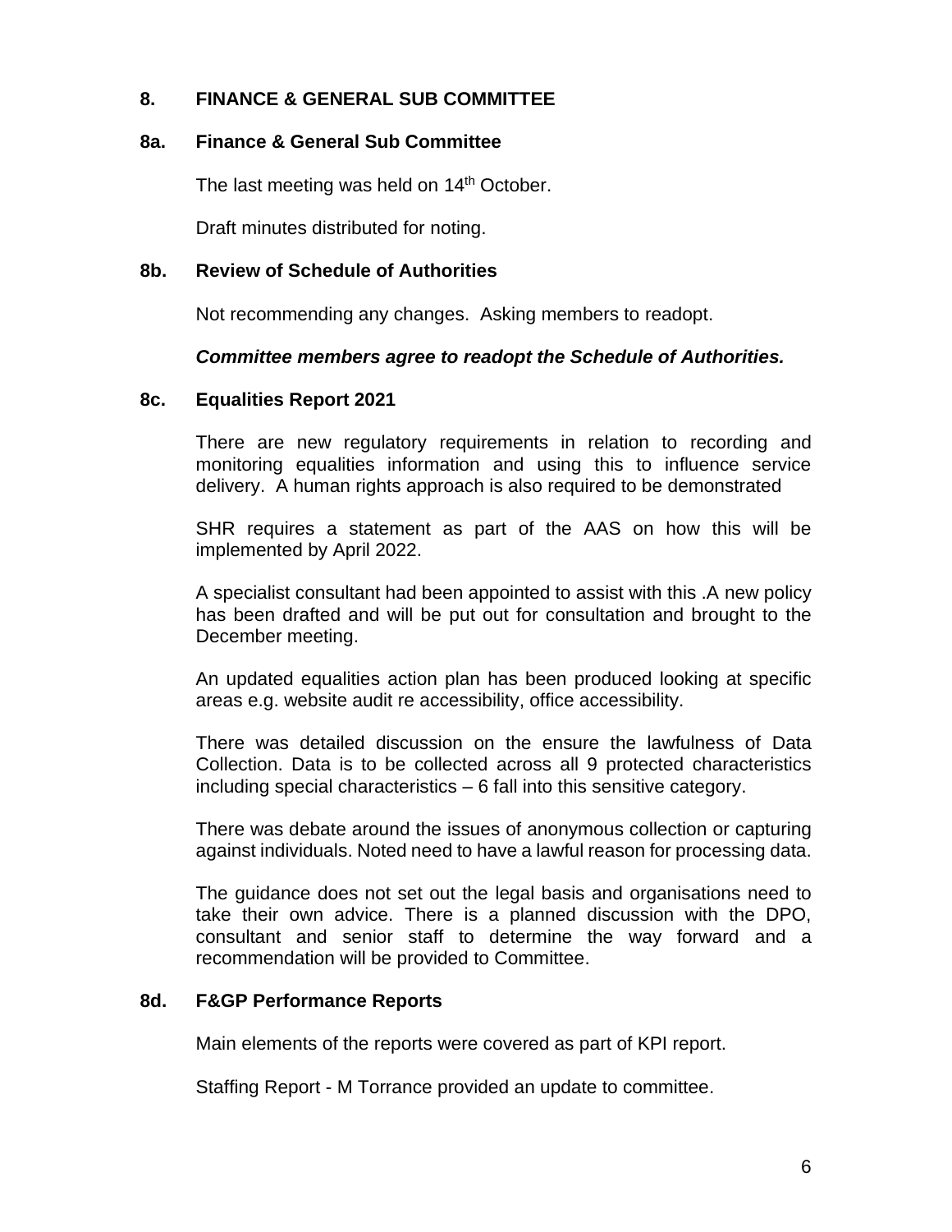## 8. FINANCE & GENERAL SUB COMMITTEE

### 8a. Finance & General Sub Committee

The last meeting was held on 14th October.

Draft minutes distributed for noting.

### 8b. Review of Schedule of Authorities

Not recommending any changes. Asking members to readopt.

***Committee members agree to readopt the Schedule of Authorities.***

### 8c. Equalities Report 2021

There are new regulatory requirements in relation to recording and monitoring equalities information and using this to influence service delivery. A human rights approach is also required to be demonstrated

SHR requires a statement as part of the AAS on how this will be implemented by April 2022.

A specialist consultant had been appointed to assist with this .A new policy has been drafted and will be put out for consultation and brought to the December meeting.

An updated equalities action plan has been produced looking at specific areas e.g. website audit re accessibility, office accessibility.

There was detailed discussion on the ensure the lawfulness of Data Collection. Data is to be collected across all 9 protected characteristics including special characteristics – 6 fall into this sensitive category.

There was debate around the issues of anonymous collection or capturing against individuals. Noted need to have a lawful reason for processing data.

The guidance does not set out the legal basis and organisations need to take their own advice. There is a planned discussion with the DPO, consultant and senior staff to determine the way forward and a recommendation will be provided to Committee.

### 8d. F&GP Performance Reports

Main elements of the reports were covered as part of KPI report.

Staffing Report - M Torrance provided an update to committee.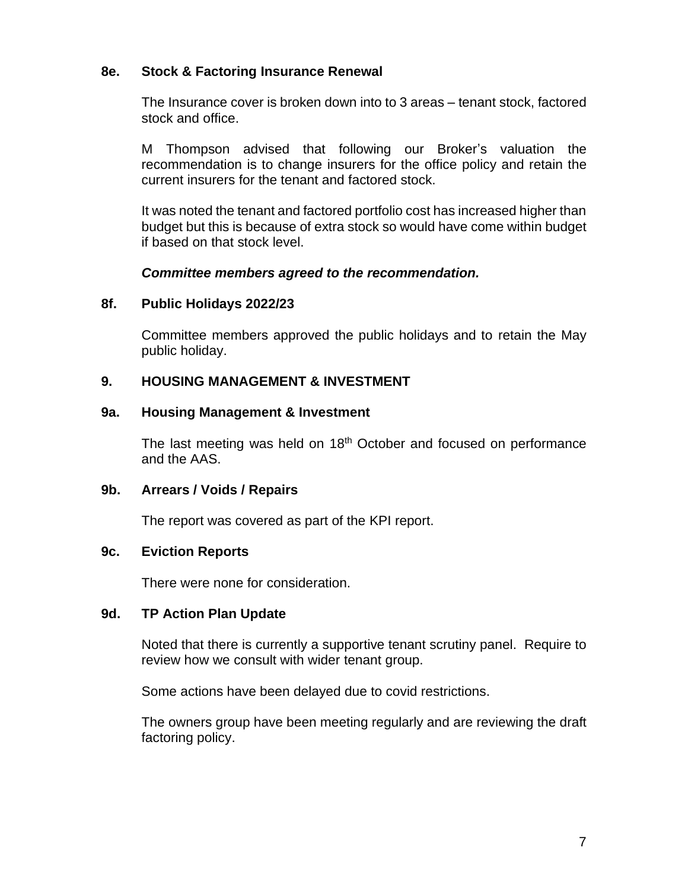**8e. Stock & Factoring Insurance Renewal**

The Insurance cover is broken down into to 3 areas – tenant stock, factored stock and office.

M Thompson advised that following our Broker's valuation the recommendation is to change insurers for the office policy and retain the current insurers for the tenant and factored stock.

It was noted the tenant and factored portfolio cost has increased higher than budget but this is because of extra stock so would have come within budget if based on that stock level.

***Committee members agreed to the recommendation.***

**8f. Public Holidays 2022/23**

Committee members approved the public holidays and to retain the May public holiday.

**9. HOUSING MANAGEMENT & INVESTMENT**

**9a. Housing Management & Investment**

The last meeting was held on 18th October and focused on performance and the AAS.

**9b. Arrears / Voids / Repairs**

The report was covered as part of the KPI report.

**9c. Eviction Reports**

There were none for consideration.

**9d. TP Action Plan Update**

Noted that there is currently a supportive tenant scrutiny panel. Require to review how we consult with wider tenant group.

Some actions have been delayed due to covid restrictions.

The owners group have been meeting regularly and are reviewing the draft factoring policy.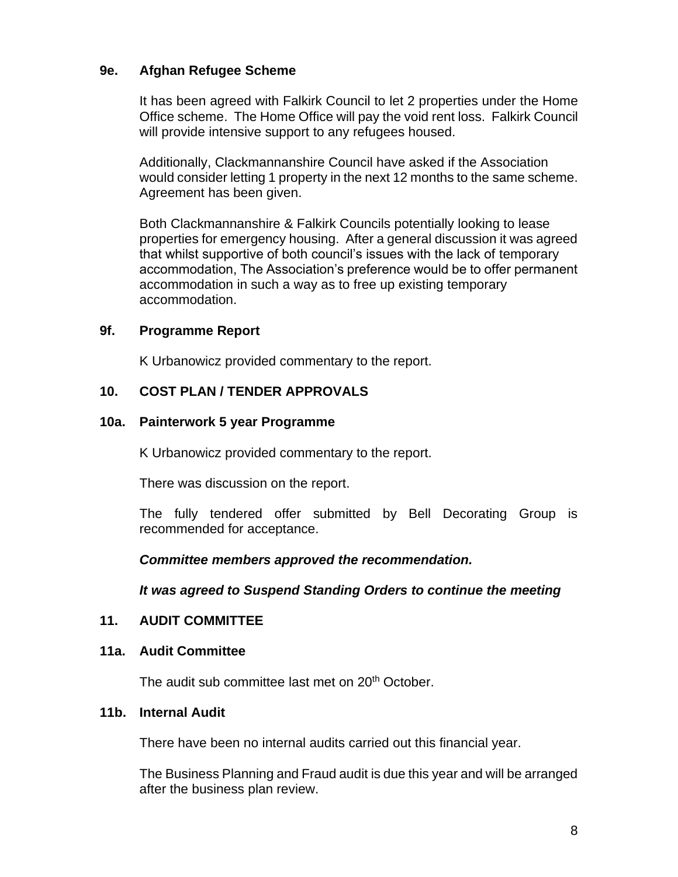**9e. Afghan Refugee Scheme**

It has been agreed with Falkirk Council to let 2 properties under the Home Office scheme. The Home Office will pay the void rent loss. Falkirk Council will provide intensive support to any refugees housed.

Additionally, Clackmannanshire Council have asked if the Association would consider letting 1 property in the next 12 months to the same scheme. Agreement has been given.

Both Clackmannanshire & Falkirk Councils potentially looking to lease properties for emergency housing. After a general discussion it was agreed that whilst supportive of both council's issues with the lack of temporary accommodation, The Association's preference would be to offer permanent accommodation in such a way as to free up existing temporary accommodation.

**9f. Programme Report**

K Urbanowicz provided commentary to the report.

**10. COST PLAN / TENDER APPROVALS**

**10a. Painterwork 5 year Programme**

K Urbanowicz provided commentary to the report.

There was discussion on the report.

The fully tendered offer submitted by Bell Decorating Group is recommended for acceptance.

***Committee members approved the recommendation.***

***It was agreed to Suspend Standing Orders to continue the meeting***

**11. AUDIT COMMITTEE**

**11a. Audit Committee**

The audit sub committee last met on 20th October.

**11b. Internal Audit**

There have been no internal audits carried out this financial year.

The Business Planning and Fraud audit is due this year and will be arranged after the business plan review.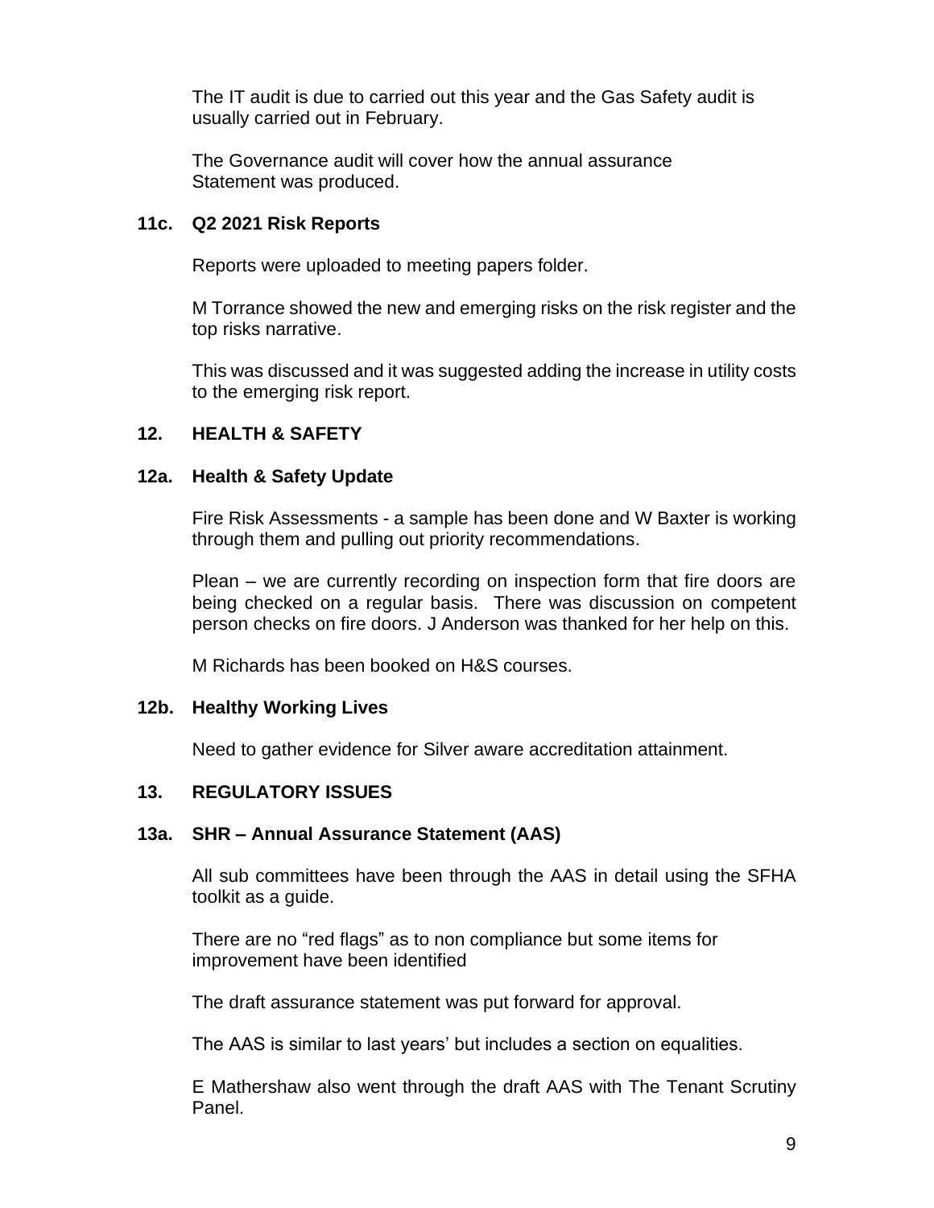The IT audit is due to carried out this year and the Gas Safety audit is usually carried out in February.

The Governance audit will cover how the annual assurance Statement was produced.

### 11c. Q2 2021 Risk Reports

Reports were uploaded to meeting papers folder.

M Torrance showed the new and emerging risks on the risk register and the top risks narrative.

This was discussed and it was suggested adding the increase in utility costs to the emerging risk report.

## 12. HEALTH & SAFETY

### 12a. Health & Safety Update

Fire Risk Assessments - a sample has been done and W Baxter is working through them and pulling out priority recommendations.

Plean – we are currently recording on inspection form that fire doors are being checked on a regular basis. There was discussion on competent person checks on fire doors. J Anderson was thanked for her help on this.

M Richards has been booked on H&S courses.

### 12b. Healthy Working Lives

Need to gather evidence for Silver aware accreditation attainment.

## 13. REGULATORY ISSUES

### 13a. SHR – Annual Assurance Statement (AAS)

All sub committees have been through the AAS in detail using the SFHA toolkit as a guide.

There are no "red flags" as to non compliance but some items for improvement have been identified

The draft assurance statement was put forward for approval.

The AAS is similar to last years' but includes a section on equalities.

E Mathershaw also went through the draft AAS with The Tenant Scrutiny Panel.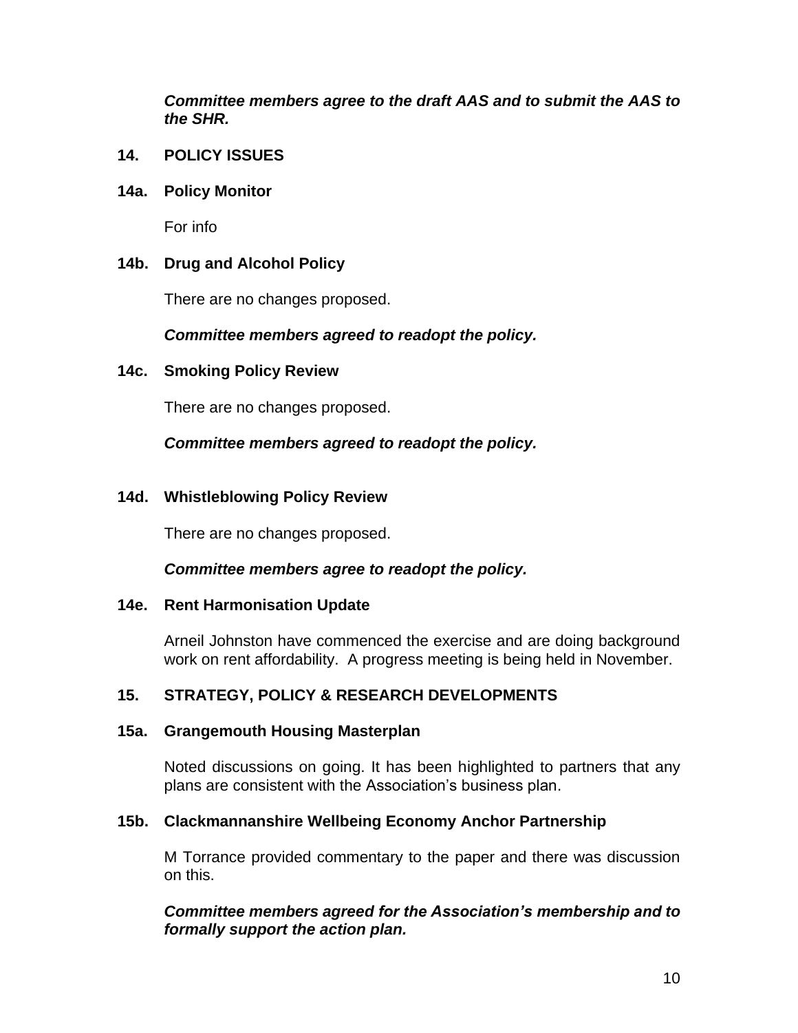***Committee members agree to the draft AAS and to submit the AAS to the SHR.***

**14. POLICY ISSUES**

**14a. Policy Monitor**

For info

**14b. Drug and Alcohol Policy**

There are no changes proposed.

***Committee members agreed to readopt the policy.***

**14c. Smoking Policy Review**

There are no changes proposed.

***Committee members agreed to readopt the policy.***

**14d. Whistleblowing Policy Review**

There are no changes proposed.

***Committee members agree to readopt the policy.***

**14e. Rent Harmonisation Update**

Arneil Johnston have commenced the exercise and are doing background work on rent affordability. A progress meeting is being held in November.

**15. STRATEGY, POLICY & RESEARCH DEVELOPMENTS**

**15a. Grangemouth Housing Masterplan**

Noted discussions on going. It has been highlighted to partners that any plans are consistent with the Association's business plan.

**15b. Clackmannanshire Wellbeing Economy Anchor Partnership**

M Torrance provided commentary to the paper and there was discussion on this.

***Committee members agreed for the Association's membership and to formally support the action plan.***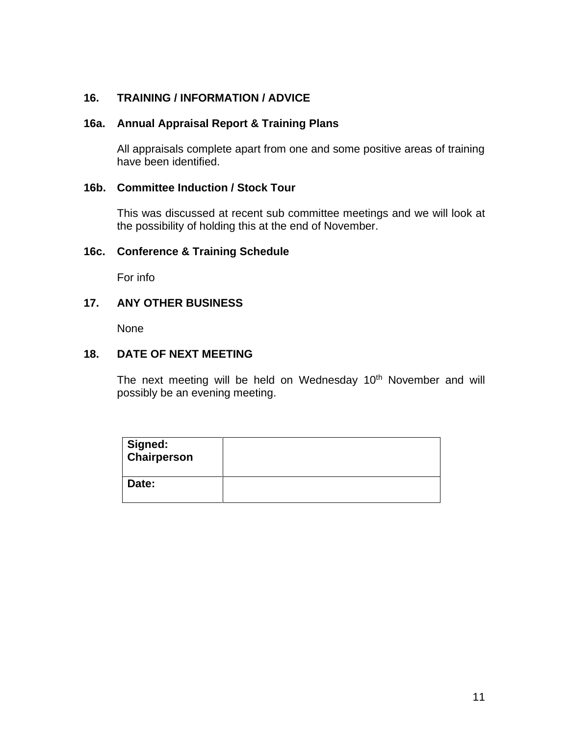## 16. TRAINING / INFORMATION / ADVICE

### 16a. Annual Appraisal Report & Training Plans

All appraisals complete apart from one and some positive areas of training have been identified.

### 16b. Committee Induction / Stock Tour

This was discussed at recent sub committee meetings and we will look at the possibility of holding this at the end of November.

### 16c. Conference & Training Schedule

For info

## 17. ANY OTHER BUSINESS

None

## 18. DATE OF NEXT MEETING

The next meeting will be held on Wednesday 10th November and will possibly be an evening meeting.

| | |
|---|---|
| **Signed: Chairperson** | |
| **Date:** | |